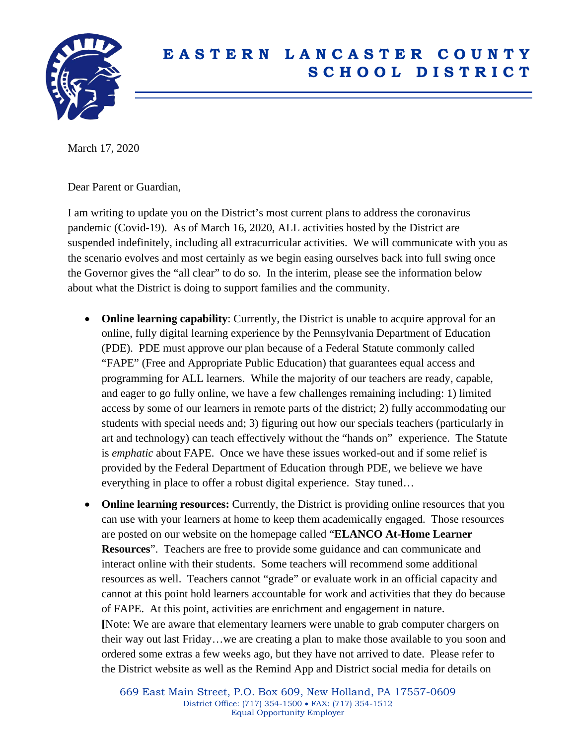# EASTERN LANCASTER COUNTY SCHOOL DISTRICT

March 17, 2020

Dear Parent or Guardian,

I am writing to update you on the District's most current plans to address the coronavirus pandemic (Covid-19). As of March 16, 2020, ALL activities hosted by the District are suspended indefinitely, including all extracurricular activities. We will communicate with you as the scenario evolves and most certainly as we begin easing ourselves back into full swing once the Governor gives the "all clear" to do so. In the interim, please see the information below about what the District is doing to support families and the community.

- **Online learning capability**: Currently, the District is unable to acquire approval for an online, fully digital learning experience by the Pennsylvania Department of Education (PDE). PDE must approve our plan because of a Federal Statute commonly called "FAPE" (Free and Appropriate Public Education) that guarantees equal access and programming for ALL learners. While the majority of our teachers are ready, capable, and eager to go fully online, we have a few challenges remaining including: 1) limited access by some of our learners in remote parts of the district; 2) fully accommodating our students with special needs and; 3) figuring out how our specials teachers (particularly in art and technology) can teach effectively without the "hands on" experience. The Statute is *emphatic* about FAPE. Once we have these issues worked-out and if some relief is provided by the Federal Department of Education through PDE, we believe we have everything in place to offer a robust digital experience. Stay tuned…
- **Online learning resources:** Currently, the District is providing online resources that you can use with your learners at home to keep them academically engaged. Those resources are posted on our website on the homepage called "**ELANCO At-Home Learner Resources**". Teachers are free to provide some guidance and can communicate and interact online with their students. Some teachers will recommend some additional resources as well. Teachers cannot "grade" or evaluate work in an official capacity and cannot at this point hold learners accountable for work and activities that they do because of FAPE. At this point, activities are enrichment and engagement in nature.
  **[**Note: We are aware that elementary learners were unable to grab computer chargers on their way out last Friday…we are creating a plan to make those available to you soon and ordered some extras a few weeks ago, but they have not arrived to date. Please refer to the District website as well as the Remind App and District social media for details on

669 East Main Street, P.O. Box 609, New Holland, PA 17557-0609
District Office: (717) 354-1500 • FAX: (717) 354-1512
Equal Opportunity Employer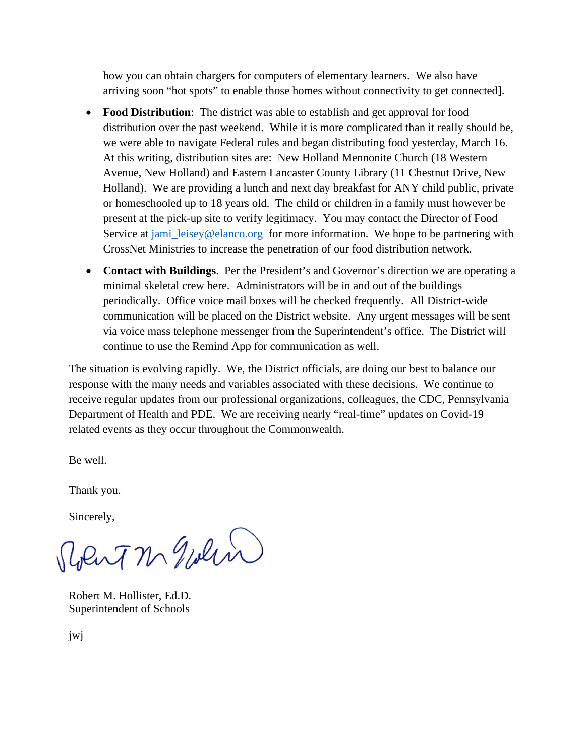how you can obtain chargers for computers of elementary learners. We also have arriving soon "hot spots" to enable those homes without connectivity to get connected].

- **Food Distribution**: The district was able to establish and get approval for food distribution over the past weekend. While it is more complicated than it really should be, we were able to navigate Federal rules and began distributing food yesterday, March 16. At this writing, distribution sites are: New Holland Mennonite Church (18 Western Avenue, New Holland) and Eastern Lancaster County Library (11 Chestnut Drive, New Holland). We are providing a lunch and next day breakfast for ANY child public, private or homeschooled up to 18 years old. The child or children in a family must however be present at the pick-up site to verify legitimacy. You may contact the Director of Food Service at jami_leisey@elanco.org for more information. We hope to be partnering with CrossNet Ministries to increase the penetration of our food distribution network.
- **Contact with Buildings**. Per the President's and Governor's direction we are operating a minimal skeletal crew here. Administrators will be in and out of the buildings periodically. Office voice mail boxes will be checked frequently. All District-wide communication will be placed on the District website. Any urgent messages will be sent via voice mass telephone messenger from the Superintendent's office. The District will continue to use the Remind App for communication as well.

The situation is evolving rapidly. We, the District officials, are doing our best to balance our response with the many needs and variables associated with these decisions. We continue to receive regular updates from our professional organizations, colleagues, the CDC, Pennsylvania Department of Health and PDE. We are receiving nearly "real-time" updates on Covid-19 related events as they occur throughout the Commonwealth.

Be well.

Thank you.

Sincerely,

Robert M. Hollister, Ed.D.
Superintendent of Schools

jwj